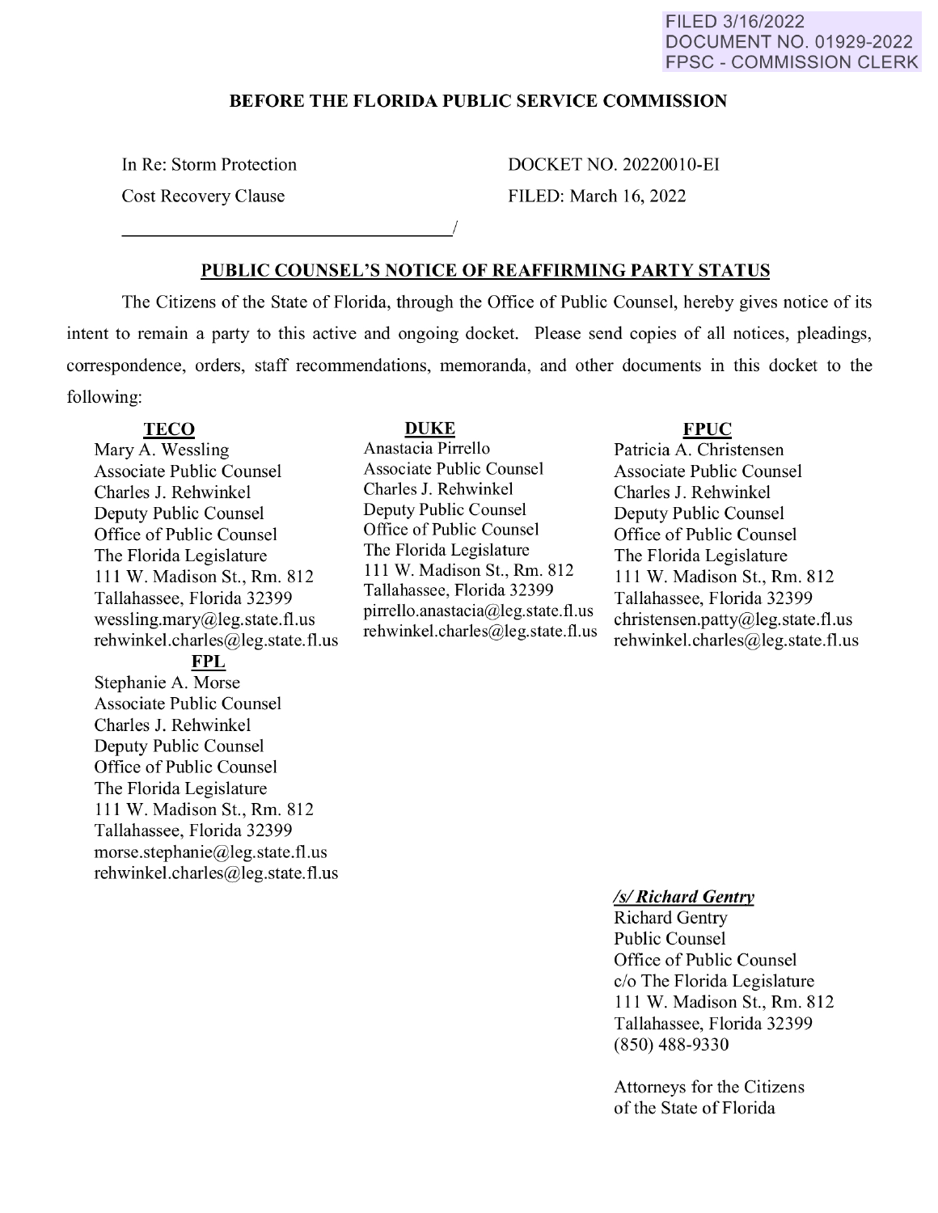FILED 3/16/2022
DOCUMENT NO. 01929-2022
FPSC - COMMISSION CLERK

**BEFORE THE FLORIDA PUBLIC SERVICE COMMISSION**

In Re: Storm Protection
Cost Recovery Clause
_______________________________/

DOCKET NO. 20220010-EI
FILED: March 16, 2022

**PUBLIC COUNSEL'S NOTICE OF REAFFIRMING PARTY STATUS**

The Citizens of the State of Florida, through the Office of Public Counsel, hereby gives notice of its intent to remain a party to this active and ongoing docket. Please send copies of all notices, pleadings, correspondence, orders, staff recommendations, memoranda, and other documents in this docket to the following:

**TECO**
Mary A. Wessling
Associate Public Counsel
Charles J. Rehwinkel
Deputy Public Counsel
Office of Public Counsel
The Florida Legislature
111 W. Madison St., Rm. 812
Tallahassee, Florida 32399
wessling.mary@leg.state.fl.us
rehwinkel.charles@leg.state.fl.us

**FPL**
Stephanie A. Morse
Associate Public Counsel
Charles J. Rehwinkel
Deputy Public Counsel
Office of Public Counsel
The Florida Legislature
111 W. Madison St., Rm. 812
Tallahassee, Florida 32399
morse.stephanie@leg.state.fl.us
rehwinkel.charles@leg.state.fl.us

**DUKE**
Anastacia Pirrello
Associate Public Counsel
Charles J. Rehwinkel
Deputy Public Counsel
Office of Public Counsel
The Florida Legislature
111 W. Madison St., Rm. 812
Tallahassee, Florida 32399
pirrello.anastacia@leg.state.fl.us
rehwinkel.charles@leg.state.fl.us

**FPUC**
Patricia A. Christensen
Associate Public Counsel
Charles J. Rehwinkel
Deputy Public Counsel
Office of Public Counsel
The Florida Legislature
111 W. Madison St., Rm. 812
Tallahassee, Florida 32399
christensen.patty@leg.state.fl.us
rehwinkel.charles@leg.state.fl.us

***/s/ Richard Gentry***
Richard Gentry
Public Counsel
Office of Public Counsel
c/o The Florida Legislature
111 W. Madison St., Rm. 812
Tallahassee, Florida 32399
(850) 488-9330

Attorneys for the Citizens
of the State of Florida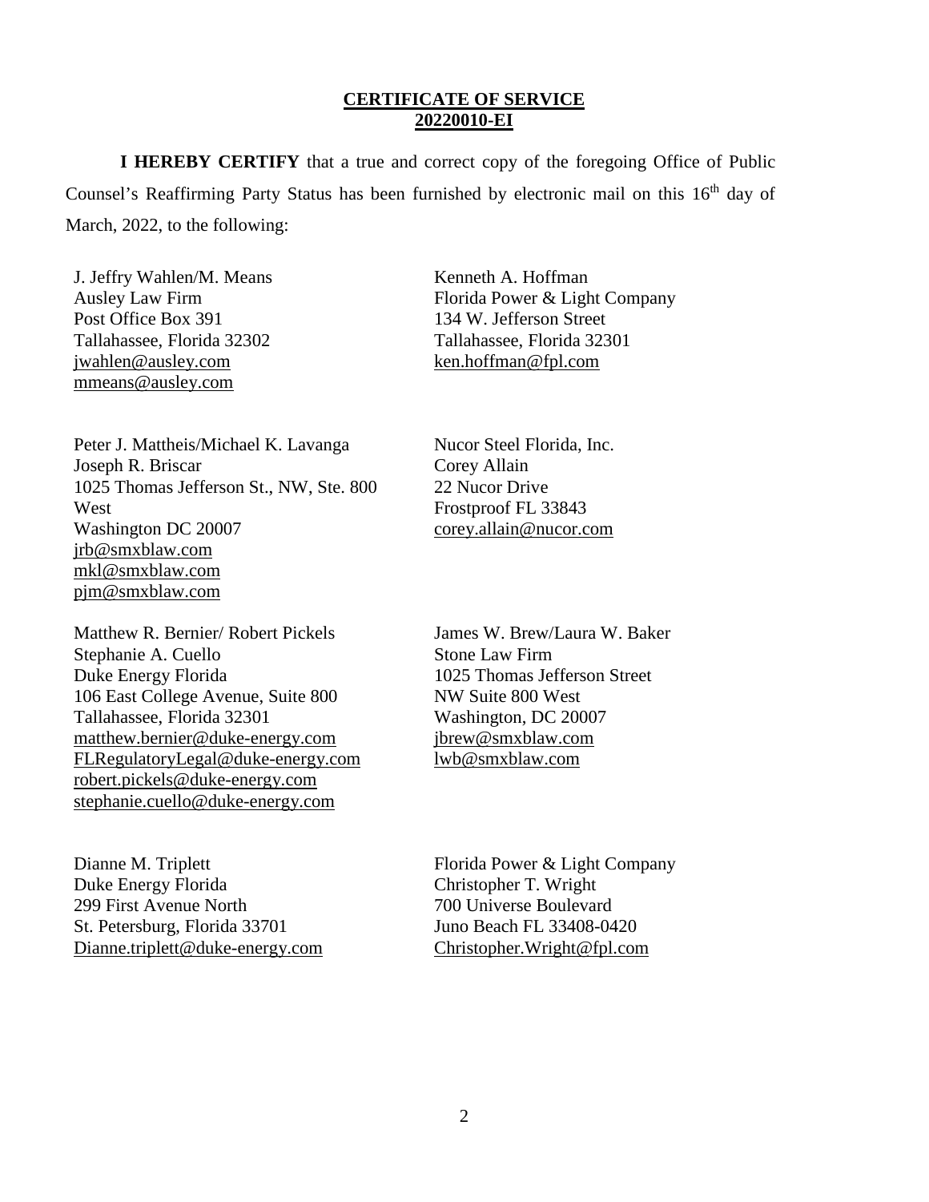**CERTIFICATE OF SERVICE**
**20220010-EI**

**I HEREBY CERTIFY** that a true and correct copy of the foregoing Office of Public Counsel's Reaffirming Party Status has been furnished by electronic mail on this 16th day of March, 2022, to the following:

J. Jeffry Wahlen/M. Means
Ausley Law Firm
Post Office Box 391
Tallahassee, Florida 32302
jwahlen@ausley.com
mmeans@ausley.com

Kenneth A. Hoffman
Florida Power & Light Company
134 W. Jefferson Street
Tallahassee, Florida 32301
ken.hoffman@fpl.com

Peter J. Mattheis/Michael K. Lavanga
Joseph R. Briscar
1025 Thomas Jefferson St., NW, Ste. 800 West
Washington DC 20007
jrb@smxblaw.com
mkl@smxblaw.com
pjm@smxblaw.com

Nucor Steel Florida, Inc.
Corey Allain
22 Nucor Drive
Frostproof FL 33843
corey.allain@nucor.com

Matthew R. Bernier/ Robert Pickels
Stephanie A. Cuello
Duke Energy Florida
106 East College Avenue, Suite 800
Tallahassee, Florida 32301
matthew.bernier@duke-energy.com
FLRegulatoryLegal@duke-energy.com
robert.pickels@duke-energy.com
stephanie.cuello@duke-energy.com

James W. Brew/Laura W. Baker
Stone Law Firm
1025 Thomas Jefferson Street
NW Suite 800 West
Washington, DC 20007
jbrew@smxblaw.com
lwb@smxblaw.com

Dianne M. Triplett
Duke Energy Florida
299 First Avenue North
St. Petersburg, Florida 33701
Dianne.triplett@duke-energy.com

Florida Power & Light Company
Christopher T. Wright
700 Universe Boulevard
Juno Beach FL 33408-0420
Christopher.Wright@fpl.com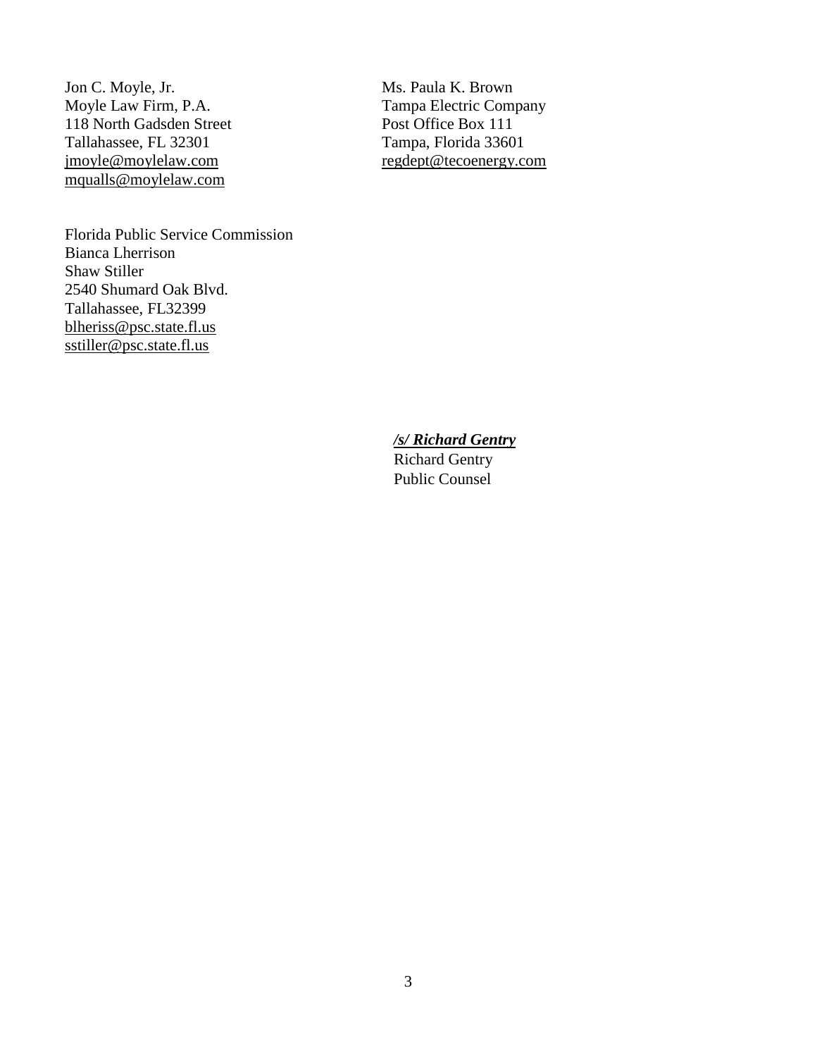Jon C. Moyle, Jr.
Moyle Law Firm, P.A.
118 North Gadsden Street
Tallahassee, FL 32301
jmoyle@moylelaw.com
mqualls@moylelaw.com

Ms. Paula K. Brown
Tampa Electric Company
Post Office Box 111
Tampa, Florida 33601
regdept@tecoenergy.com

Florida Public Service Commission
Bianca Lherrison
Shaw Stiller
2540 Shumard Oak Blvd.
Tallahassee, FL32399
blheriss@psc.state.fl.us
sstiller@psc.state.fl.us

***/s/ Richard Gentry***
Richard Gentry
Public Counsel